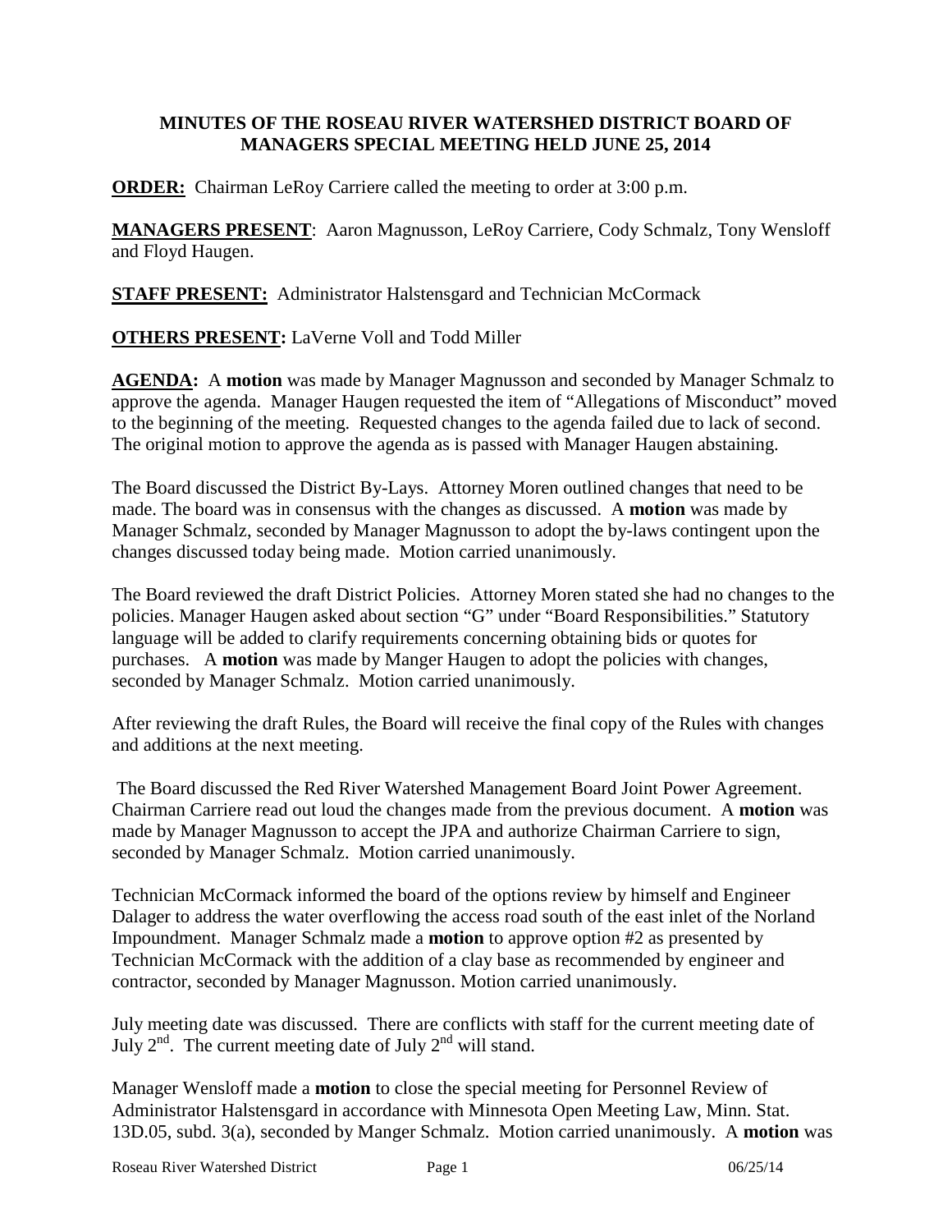# MINUTES OF THE ROSEAU RIVER WATERSHED DISTRICT BOARD OF MANAGERS SPECIAL MEETING HELD JUNE 25, 2014

**ORDER:** Chairman LeRoy Carriere called the meeting to order at 3:00 p.m.

**MANAGERS PRESENT**: Aaron Magnusson, LeRoy Carriere, Cody Schmalz, Tony Wensloff and Floyd Haugen.

**STAFF PRESENT:** Administrator Halstensgard and Technician McCormack

**OTHERS PRESENT:** LaVerne Voll and Todd Miller

**AGENDA:** A **motion** was made by Manager Magnusson and seconded by Manager Schmalz to approve the agenda. Manager Haugen requested the item of "Allegations of Misconduct" moved to the beginning of the meeting. Requested changes to the agenda failed due to lack of second. The original motion to approve the agenda as is passed with Manager Haugen abstaining.

The Board discussed the District By-Lays. Attorney Moren outlined changes that need to be made. The board was in consensus with the changes as discussed. A **motion** was made by Manager Schmalz, seconded by Manager Magnusson to adopt the by-laws contingent upon the changes discussed today being made. Motion carried unanimously.

The Board reviewed the draft District Policies. Attorney Moren stated she had no changes to the policies. Manager Haugen asked about section "G" under "Board Responsibilities." Statutory language will be added to clarify requirements concerning obtaining bids or quotes for purchases. A **motion** was made by Manger Haugen to adopt the policies with changes, seconded by Manager Schmalz. Motion carried unanimously.

After reviewing the draft Rules, the Board will receive the final copy of the Rules with changes and additions at the next meeting.

The Board discussed the Red River Watershed Management Board Joint Power Agreement. Chairman Carriere read out loud the changes made from the previous document. A **motion** was made by Manager Magnusson to accept the JPA and authorize Chairman Carriere to sign, seconded by Manager Schmalz. Motion carried unanimously.

Technician McCormack informed the board of the options review by himself and Engineer Dalager to address the water overflowing the access road south of the east inlet of the Norland Impoundment. Manager Schmalz made a **motion** to approve option #2 as presented by Technician McCormack with the addition of a clay base as recommended by engineer and contractor, seconded by Manager Magnusson. Motion carried unanimously.

July meeting date was discussed. There are conflicts with staff for the current meeting date of July 2nd. The current meeting date of July 2nd will stand.

Manager Wensloff made a **motion** to close the special meeting for Personnel Review of Administrator Halstensgard in accordance with Minnesota Open Meeting Law, Minn. Stat. 13D.05, subd. 3(a), seconded by Manger Schmalz. Motion carried unanimously. A **motion** was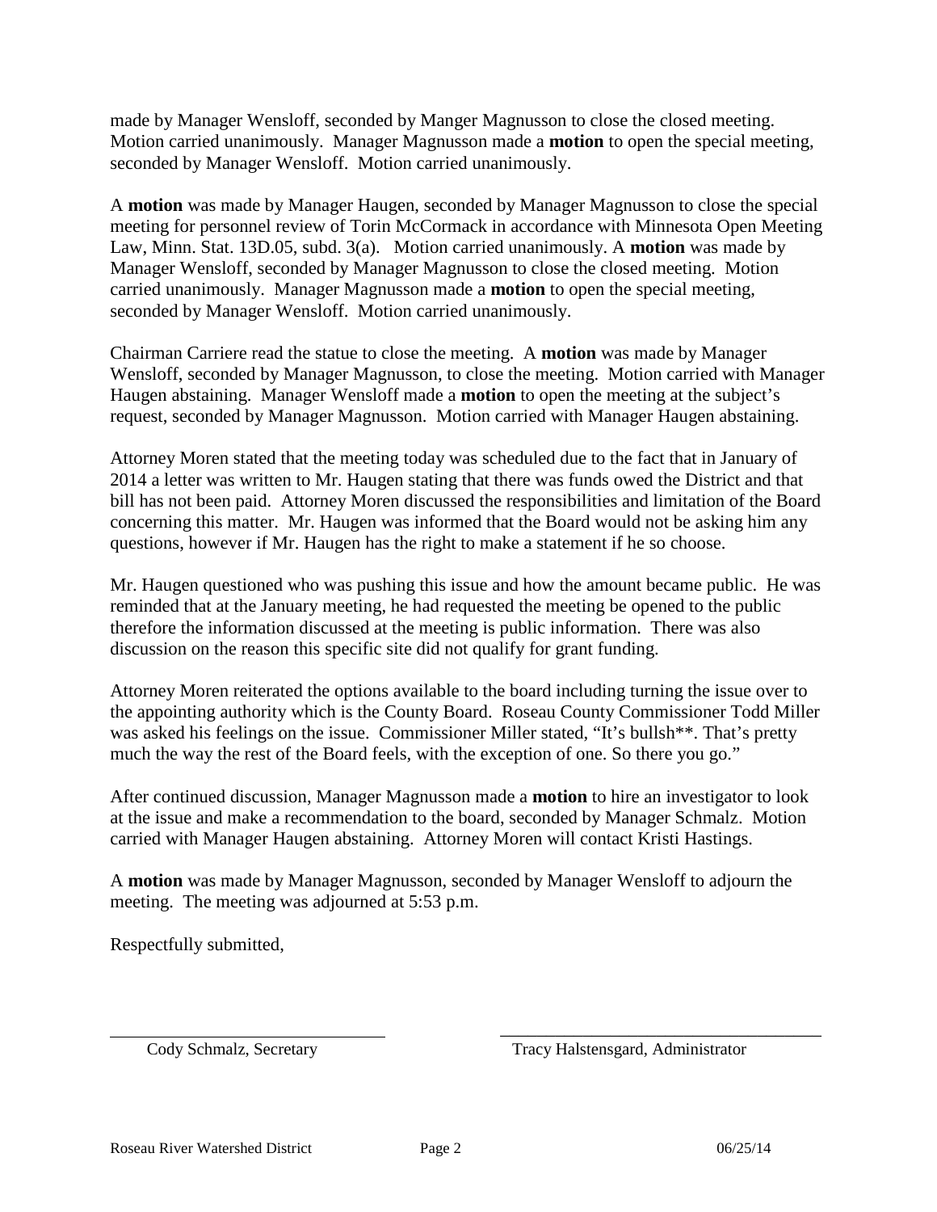made by Manager Wensloff, seconded by Manger Magnusson to close the closed meeting. Motion carried unanimously. Manager Magnusson made a **motion** to open the special meeting, seconded by Manager Wensloff. Motion carried unanimously.

A **motion** was made by Manager Haugen, seconded by Manager Magnusson to close the special meeting for personnel review of Torin McCormack in accordance with Minnesota Open Meeting Law, Minn. Stat. 13D.05, subd. 3(a). Motion carried unanimously. A **motion** was made by Manager Wensloff, seconded by Manager Magnusson to close the closed meeting. Motion carried unanimously. Manager Magnusson made a **motion** to open the special meeting, seconded by Manager Wensloff. Motion carried unanimously.

Chairman Carriere read the statue to close the meeting. A **motion** was made by Manager Wensloff, seconded by Manager Magnusson, to close the meeting. Motion carried with Manager Haugen abstaining. Manager Wensloff made a **motion** to open the meeting at the subject's request, seconded by Manager Magnusson. Motion carried with Manager Haugen abstaining.

Attorney Moren stated that the meeting today was scheduled due to the fact that in January of 2014 a letter was written to Mr. Haugen stating that there was funds owed the District and that bill has not been paid. Attorney Moren discussed the responsibilities and limitation of the Board concerning this matter. Mr. Haugen was informed that the Board would not be asking him any questions, however if Mr. Haugen has the right to make a statement if he so choose.

Mr. Haugen questioned who was pushing this issue and how the amount became public. He was reminded that at the January meeting, he had requested the meeting be opened to the public therefore the information discussed at the meeting is public information. There was also discussion on the reason this specific site did not qualify for grant funding.

Attorney Moren reiterated the options available to the board including turning the issue over to the appointing authority which is the County Board. Roseau County Commissioner Todd Miller was asked his feelings on the issue. Commissioner Miller stated, "It's bullsh**. That's pretty much the way the rest of the Board feels, with the exception of one. So there you go."

After continued discussion, Manager Magnusson made a **motion** to hire an investigator to look at the issue and make a recommendation to the board, seconded by Manager Schmalz. Motion carried with Manager Haugen abstaining. Attorney Moren will contact Kristi Hastings.

A **motion** was made by Manager Magnusson, seconded by Manager Wensloff to adjourn the meeting. The meeting was adjourned at 5:53 p.m.

Respectfully submitted,

Cody Schmalz, Secretary

Tracy Halstensgard, Administrator